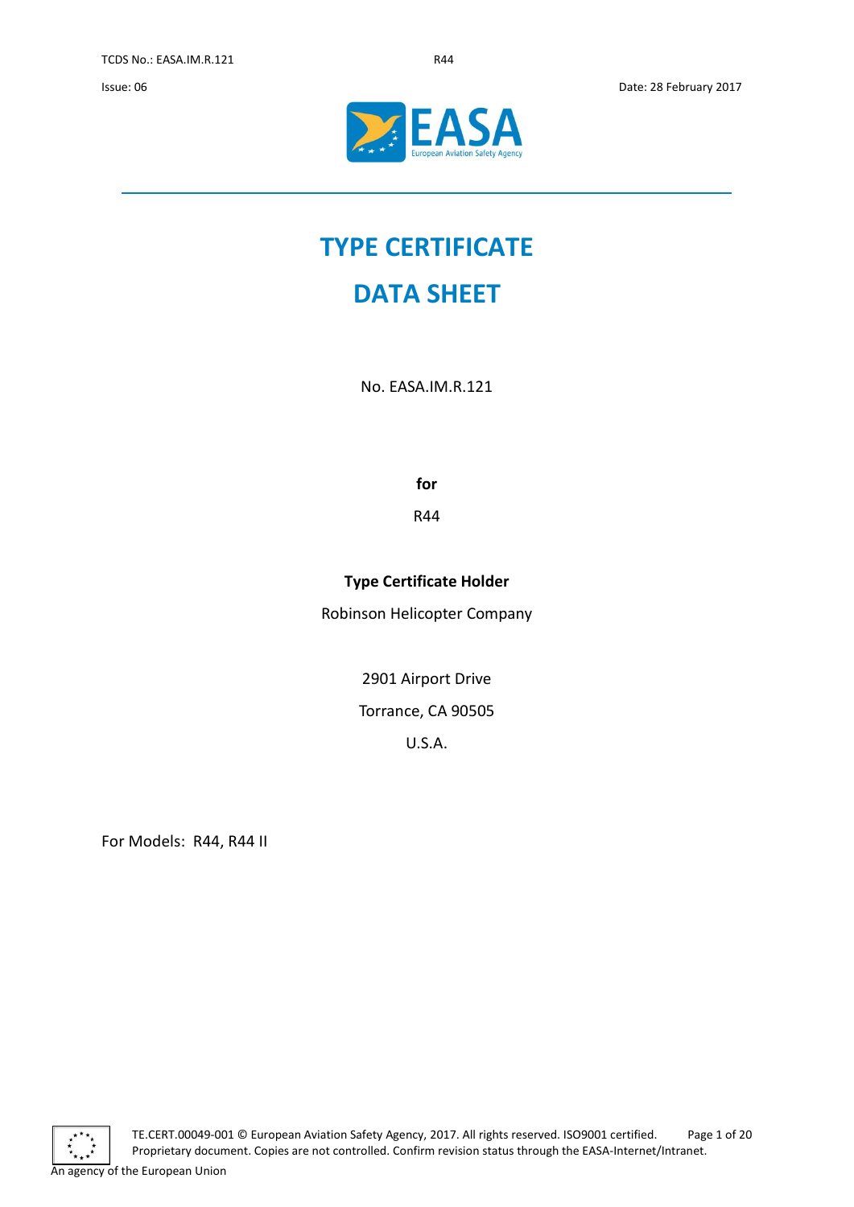# TYPE CERTIFICATE
# DATA SHEET

No. EASA.IM.R.121

**for**

R44

**Type Certificate Holder**

Robinson Helicopter Company

2901 Airport Drive

Torrance, CA 90505

U.S.A.

For Models: R44, R44 II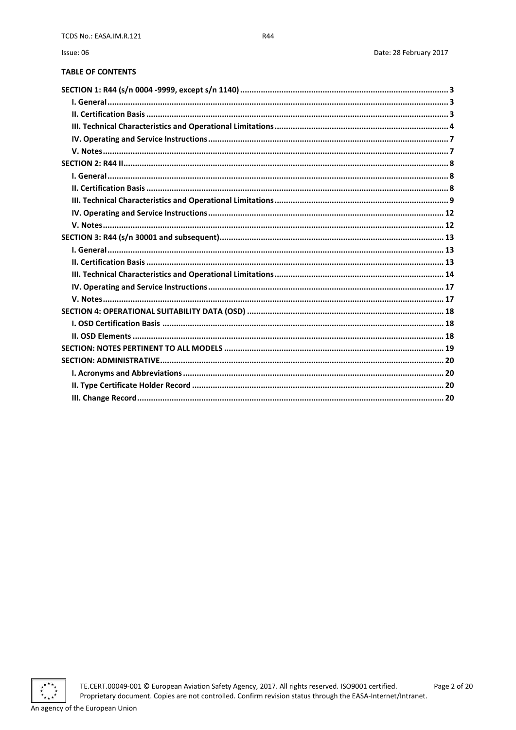**TABLE OF CONTENTS**

**SECTION 1: R44 (s/n 0004 -9999, except s/n 1140)** ..... 3
- **I. General** ..... 3
- **II. Certification Basis** ..... 3
- **III. Technical Characteristics and Operational Limitations** ..... 4
- **IV. Operating and Service Instructions** ..... 7
- **V. Notes** ..... 7

**SECTION 2: R44 II** ..... 8
- **I. General** ..... 8
- **II. Certification Basis** ..... 8
- **III. Technical Characteristics and Operational Limitations** ..... 9
- **IV. Operating and Service Instructions** ..... 12
- **V. Notes** ..... 12

**SECTION 3: R44 (s/n 30001 and subsequent)** ..... 13
- **I. General** ..... 13
- **II. Certification Basis** ..... 13
- **III. Technical Characteristics and Operational Limitations** ..... 14
- **IV. Operating and Service Instructions** ..... 17
- **V. Notes** ..... 17

**SECTION 4: OPERATIONAL SUITABILITY DATA (OSD)** ..... 18
- **I. OSD Certification Basis** ..... 18
- **II. OSD Elements** ..... 18

**SECTION: NOTES PERTINENT TO ALL MODELS** ..... 19

**SECTION: ADMINISTRATIVE** ..... 20
- **I. Acronyms and Abbreviations** ..... 20
- **II. Type Certificate Holder Record** ..... 20
- **III. Change Record** ..... 20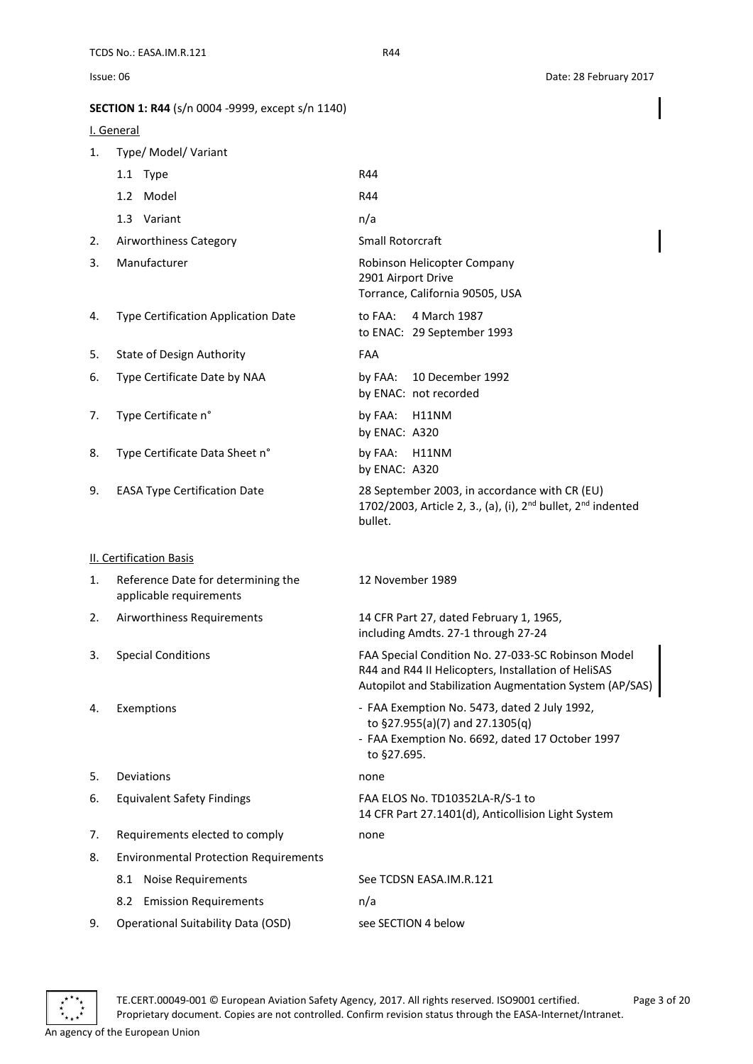**SECTION 1: R44** (s/n 0004 -9999, except s/n 1140)

I. General

| | | |
|---|---|---|
| 1. | Type/ Model/ Variant | |
| | 1.1 Type | R44 |
| | 1.2 Model | R44 |
| | 1.3 Variant | n/a |
| 2. | Airworthiness Category | Small Rotorcraft |
| 3. | Manufacturer | Robinson Helicopter Company<br>2901 Airport Drive<br>Torrance, California 90505, USA |
| 4. | Type Certification Application Date | to FAA: 4 March 1987<br>to ENAC: 29 September 1993 |
| 5. | State of Design Authority | FAA |
| 6. | Type Certificate Date by NAA | by FAA: 10 December 1992<br>by ENAC: not recorded |
| 7. | Type Certificate n° | by FAA: H11NM<br>by ENAC: A320 |
| 8. | Type Certificate Data Sheet n° | by FAA: H11NM<br>by ENAC: A320 |
| 9. | EASA Type Certification Date | 28 September 2003, in accordance with CR (EU) 1702/2003, Article 2, 3., (a), (i), 2nd bullet, 2nd indented bullet. |

II. Certification Basis

| | | |
|---|---|---|
| 1. | Reference Date for determining the applicable requirements | 12 November 1989 |
| 2. | Airworthiness Requirements | 14 CFR Part 27, dated February 1, 1965, including Amdts. 27-1 through 27-24 |
| 3. | Special Conditions | FAA Special Condition No. 27-033-SC Robinson Model R44 and R44 II Helicopters, Installation of HeliSAS Autopilot and Stabilization Augmentation System (AP/SAS) |
| 4. | Exemptions | - FAA Exemption No. 5473, dated 2 July 1992, to §27.955(a)(7) and 27.1305(q)<br>- FAA Exemption No. 6692, dated 17 October 1997 to §27.695. |
| 5. | Deviations | none |
| 6. | Equivalent Safety Findings | FAA ELOS No. TD10352LA-R/S-1 to 14 CFR Part 27.1401(d), Anticollision Light System |
| 7. | Requirements elected to comply | none |
| 8. | Environmental Protection Requirements | |
| | 8.1 Noise Requirements | See TCDSN EASA.IM.R.121 |
| | 8.2 Emission Requirements | n/a |
| 9. | Operational Suitability Data (OSD) | see SECTION 4 below |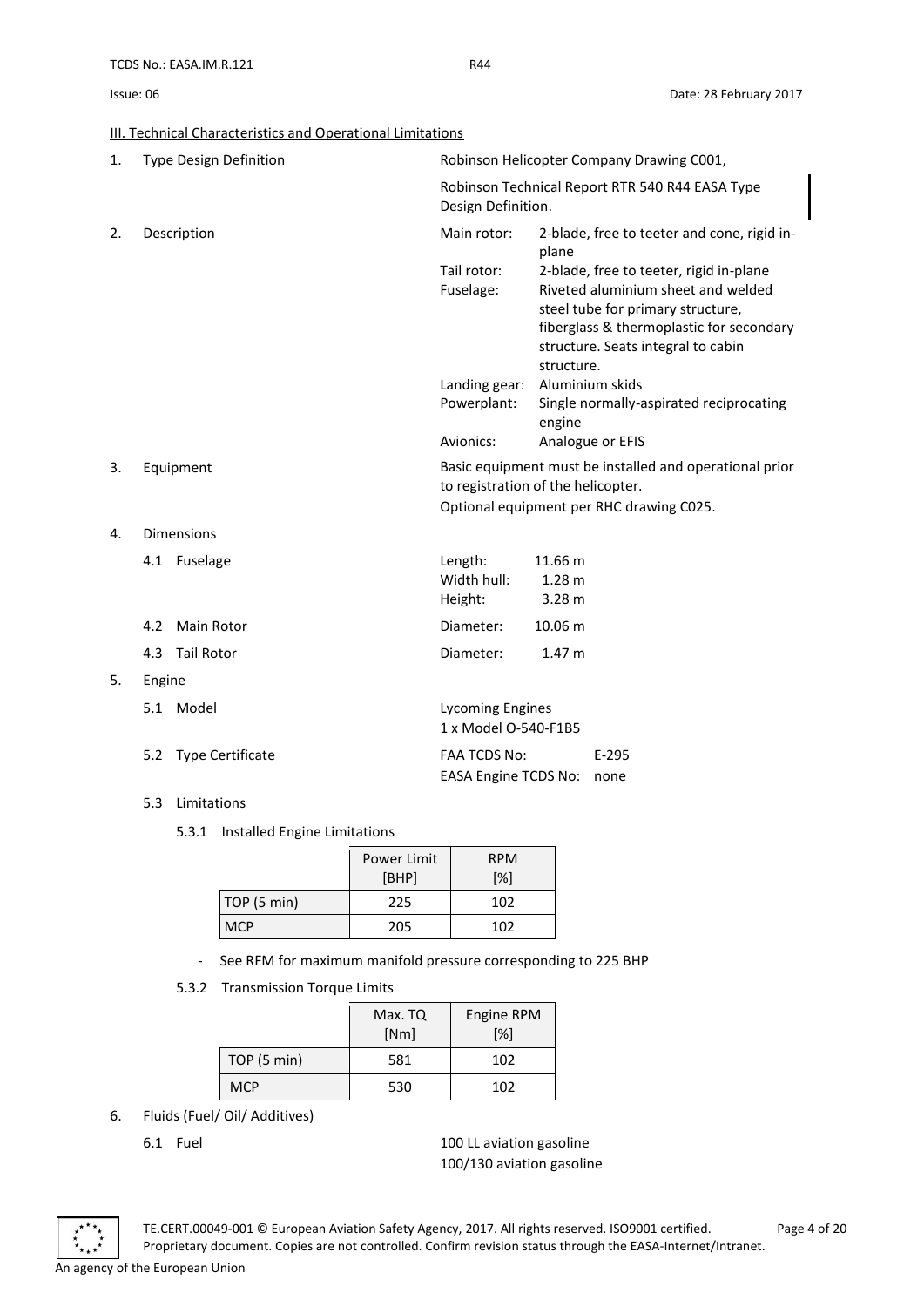## III. Technical Characteristics and Operational Limitations

1. Type Design Definition

   Robinson Helicopter Company Drawing C001,

   Robinson Technical Report RTR 540 R44 EASA Type Design Definition.

2. Description

   | | |
   |---|---|
   | Main rotor: | 2-blade, free to teeter and cone, rigid in-plane |
   | Tail rotor: | 2-blade, free to teeter, rigid in-plane |
   | Fuselage: | Riveted aluminium sheet and welded steel tube for primary structure, fiberglass & thermoplastic for secondary structure. Seats integral to cabin structure. |
   | Landing gear: | Aluminium skids |
   | Powerplant: | Single normally-aspirated reciprocating engine |
   | Avionics: | Analogue or EFIS |

3. Equipment

   Basic equipment must be installed and operational prior to registration of the helicopter.

   Optional equipment per RHC drawing C025.

4. Dimensions

   4.1 Fuselage

   | | |
   |---|---|
   | Length: | 11.66 m |
   | Width hull: | 1.28 m |
   | Height: | 3.28 m |

   4.2 Main Rotor — Diameter: 10.06 m

   4.3 Tail Rotor — Diameter: 1.47 m

5. Engine

   5.1 Model

   Lycoming Engines
   1 x Model O-540-F1B5

   5.2 Type Certificate

   | | |
   |---|---|
   | FAA TCDS No: | E-295 |
   | EASA Engine TCDS No: | none |

   5.3 Limitations

   5.3.1 Installed Engine Limitations

   | | Power Limit [BHP] | RPM [%] |
   |---|---|---|
   | TOP (5 min) | 225 | 102 |
   | MCP | 205 | 102 |

   - See RFM for maximum manifold pressure corresponding to 225 BHP

   5.3.2 Transmission Torque Limits

   | | Max. TQ [Nm] | Engine RPM [%] |
   |---|---|---|
   | TOP (5 min) | 581 | 102 |
   | MCP | 530 | 102 |

6. Fluids (Fuel/ Oil/ Additives)

   6.1 Fuel

   100 LL aviation gasoline
   100/130 aviation gasoline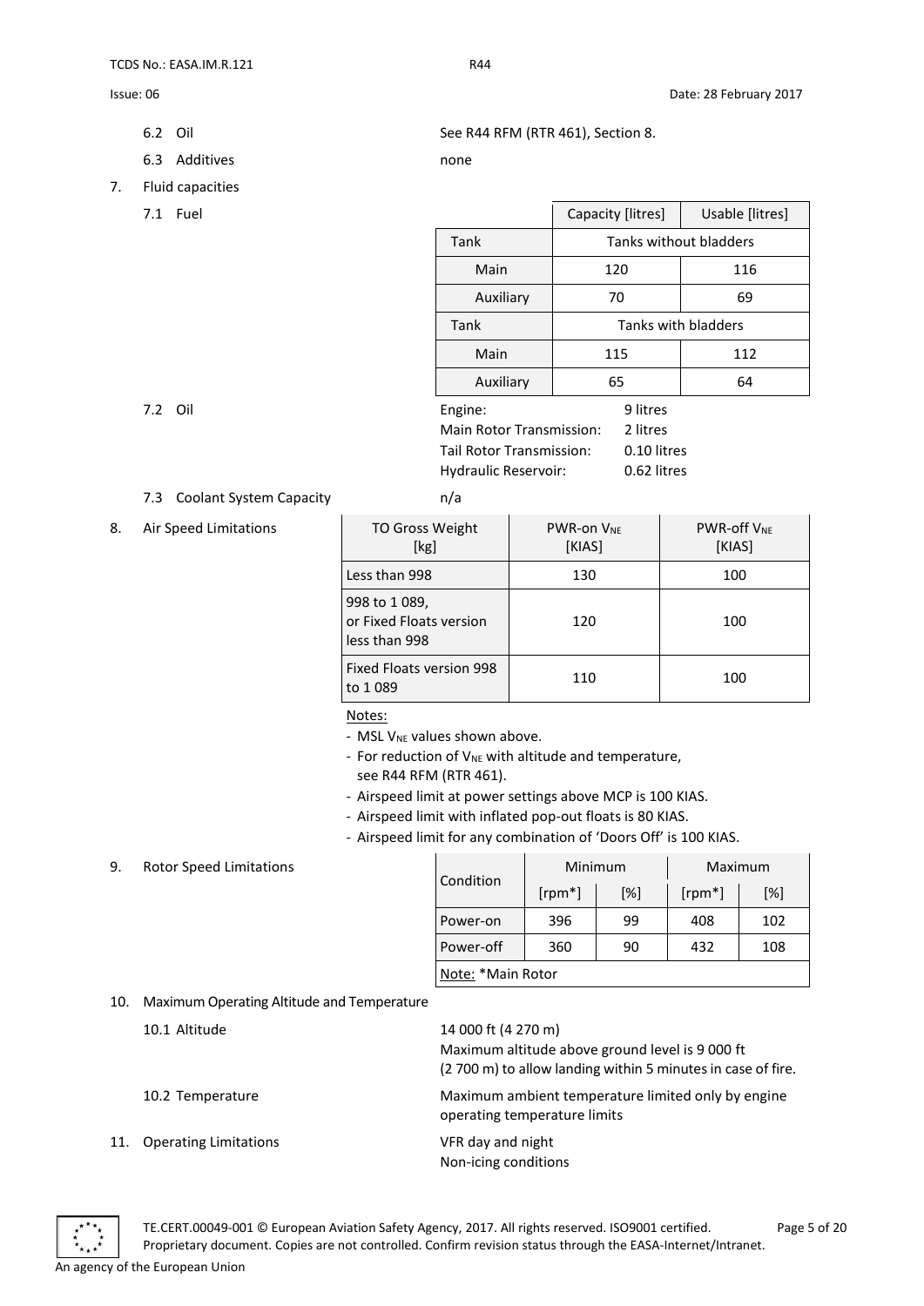6.2 Oil — See R44 RFM (RTR 461), Section 8.

6.3 Additives — none

7. Fluid capacities

7.1 Fuel

| | Capacity [litres] | Usable [litres] |
|---|---|---|
| Tank | Tanks without bladders | |
| Main | 120 | 116 |
| Auxiliary | 70 | 69 |
| Tank | Tanks with bladders | |
| Main | 115 | 112 |
| Auxiliary | 65 | 64 |

7.2 Oil

Engine: 9 litres
Main Rotor Transmission: 2 litres
Tail Rotor Transmission: 0.10 litres
Hydraulic Reservoir: 0.62 litres

7.3 Coolant System Capacity — n/a

8. Air Speed Limitations

| TO Gross Weight [kg] | PWR-on $V_{NE}$ [KIAS] | PWR-off $V_{NE}$ [KIAS] |
|---|---|---|
| Less than 998 | 130 | 100 |
| 998 to 1 089, or Fixed Floats version less than 998 | 120 | 100 |
| Fixed Floats version 998 to 1 089 | 110 | 100 |

Notes:

- MSL $V_{NE}$ values shown above.
- For reduction of $V_{NE}$ with altitude and temperature, see R44 RFM (RTR 461).
- Airspeed limit at power settings above MCP is 100 KIAS.
- Airspeed limit with inflated pop-out floats is 80 KIAS.
- Airspeed limit for any combination of 'Doors Off' is 100 KIAS.

9. Rotor Speed Limitations

| Condition | Minimum | | Maximum | |
|---|---|---|---|---|
| | [rpm*] | [%] | [rpm*] | [%] |
| Power-on | 396 | 99 | 408 | 102 |
| Power-off | 360 | 90 | 432 | 108 |

Note: *Main Rotor

10. Maximum Operating Altitude and Temperature

10.1 Altitude — 14 000 ft (4 270 m)
Maximum altitude above ground level is 9 000 ft (2 700 m) to allow landing within 5 minutes in case of fire.

10.2 Temperature — Maximum ambient temperature limited only by engine operating temperature limits

11. Operating Limitations — VFR day and night
Non-icing conditions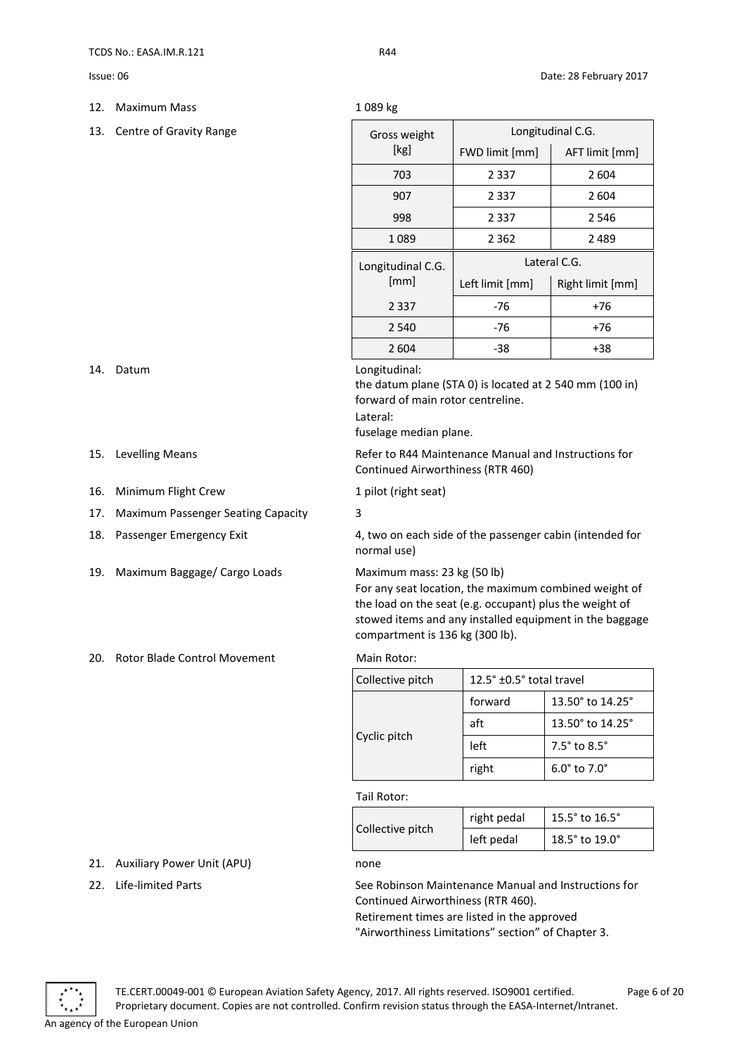12. Maximum Mass — 1 089 kg

13. Centre of Gravity Range

| Gross weight [kg] | Longitudinal C.G. | |
|---|---|---|
| | FWD limit [mm] | AFT limit [mm] |
| 703 | 2 337 | 2 604 |
| 907 | 2 337 | 2 604 |
| 998 | 2 337 | 2 546 |
| 1 089 | 2 362 | 2 489 |

| Longitudinal C.G. [mm] | Lateral C.G. | |
|---|---|---|
| | Left limit [mm] | Right limit [mm] |
| 2 337 | -76 | +76 |
| 2 540 | -76 | +76 |
| 2 604 | -38 | +38 |

14. Datum

Longitudinal:
the datum plane (STA 0) is located at 2 540 mm (100 in) forward of main rotor centreline.
Lateral:
fuselage median plane.

15. Levelling Means — Refer to R44 Maintenance Manual and Instructions for Continued Airworthiness (RTR 460)

16. Minimum Flight Crew — 1 pilot (right seat)

17. Maximum Passenger Seating Capacity — 3

18. Passenger Emergency Exit — 4, two on each side of the passenger cabin (intended for normal use)

19. Maximum Baggage/ Cargo Loads

Maximum mass: 23 kg (50 lb)
For any seat location, the maximum combined weight of the load on the seat (e.g. occupant) plus the weight of stowed items and any installed equipment in the baggage compartment is 136 kg (300 lb).

20. Rotor Blade Control Movement

Main Rotor:

| Collective pitch | 12.5° ±0.5° total travel | |
|---|---|---|
| Cyclic pitch | forward | 13.50° to 14.25° |
| | aft | 13.50° to 14.25° |
| | left | 7.5° to 8.5° |
| | right | 6.0° to 7.0° |

Tail Rotor:

| Collective pitch | right pedal | 15.5° to 16.5° |
|---|---|---|
| | left pedal | 18.5° to 19.0° |

21. Auxiliary Power Unit (APU) — none

22. Life-limited Parts

See Robinson Maintenance Manual and Instructions for Continued Airworthiness (RTR 460).
Retirement times are listed in the approved "Airworthiness Limitations" section" of Chapter 3.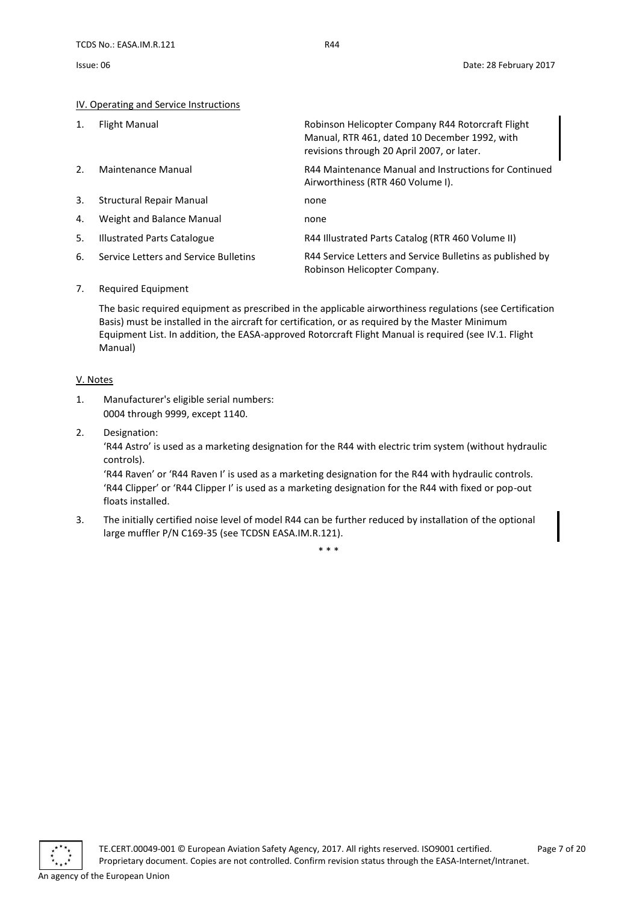## IV. Operating and Service Instructions

| | | |
|---|---|---|
| 1. | Flight Manual | Robinson Helicopter Company R44 Rotorcraft Flight Manual, RTR 461, dated 10 December 1992, with revisions through 20 April 2007, or later. |
| 2. | Maintenance Manual | R44 Maintenance Manual and Instructions for Continued Airworthiness (RTR 460 Volume I). |
| 3. | Structural Repair Manual | none |
| 4. | Weight and Balance Manual | none |
| 5. | Illustrated Parts Catalogue | R44 Illustrated Parts Catalog (RTR 460 Volume II) |
| 6. | Service Letters and Service Bulletins | R44 Service Letters and Service Bulletins as published by Robinson Helicopter Company. |

7. Required Equipment

   The basic required equipment as prescribed in the applicable airworthiness regulations (see Certification Basis) must be installed in the aircraft for certification, or as required by the Master Minimum Equipment List. In addition, the EASA-approved Rotorcraft Flight Manual is required (see IV.1. Flight Manual)

## V. Notes

1. Manufacturer's eligible serial numbers:
   0004 through 9999, except 1140.

2. Designation:
   'R44 Astro' is used as a marketing designation for the R44 with electric trim system (without hydraulic controls).
   'R44 Raven' or 'R44 Raven I' is used as a marketing designation for the R44 with hydraulic controls.
   'R44 Clipper' or 'R44 Clipper I' is used as a marketing designation for the R44 with fixed or pop-out floats installed.

3. The initially certified noise level of model R44 can be further reduced by installation of the optional large muffler P/N C169-35 (see TCDSN EASA.IM.R.121).

\* \* \*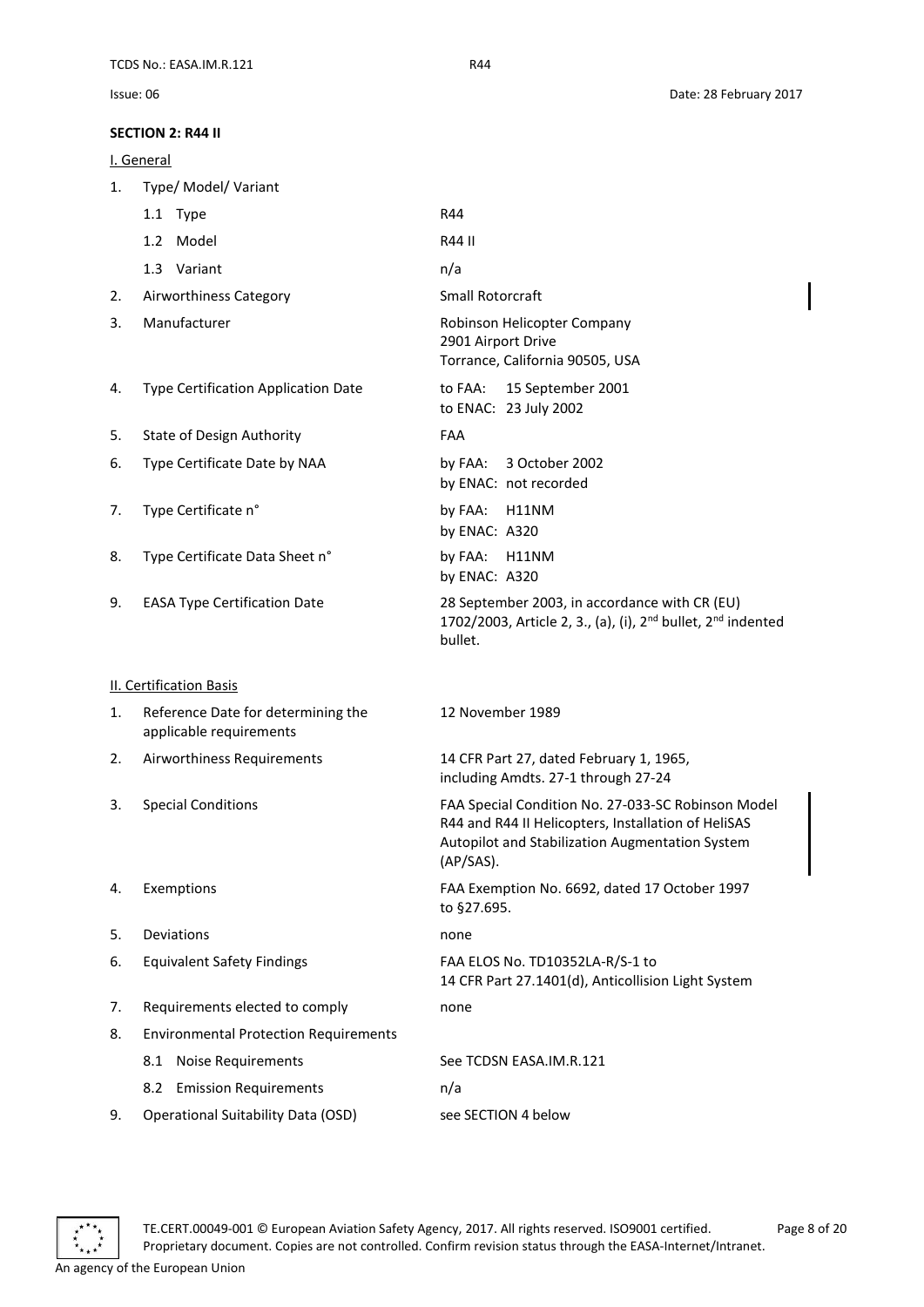**SECTION 2: R44 II**

I. General

| | | |
|---|---|---|
| 1. | Type/ Model/ Variant | |
| | 1.1 Type | R44 |
| | 1.2 Model | R44 II |
| | 1.3 Variant | n/a |
| 2. | Airworthiness Category | Small Rotorcraft |
| 3. | Manufacturer | Robinson Helicopter Company<br>2901 Airport Drive<br>Torrance, California 90505, USA |
| 4. | Type Certification Application Date | to FAA: 15 September 2001<br>to ENAC: 23 July 2002 |
| 5. | State of Design Authority | FAA |
| 6. | Type Certificate Date by NAA | by FAA: 3 October 2002<br>by ENAC: not recorded |
| 7. | Type Certificate n° | by FAA: H11NM<br>by ENAC: A320 |
| 8. | Type Certificate Data Sheet n° | by FAA: H11NM<br>by ENAC: A320 |
| 9. | EASA Type Certification Date | 28 September 2003, in accordance with CR (EU) 1702/2003, Article 2, 3., (a), (i), 2nd bullet, 2nd indented bullet. |

II. Certification Basis

| | | |
|---|---|---|
| 1. | Reference Date for determining the applicable requirements | 12 November 1989 |
| 2. | Airworthiness Requirements | 14 CFR Part 27, dated February 1, 1965, including Amdts. 27-1 through 27-24 |
| 3. | Special Conditions | FAA Special Condition No. 27-033-SC Robinson Model R44 and R44 II Helicopters, Installation of HeliSAS Autopilot and Stabilization Augmentation System (AP/SAS). |
| 4. | Exemptions | FAA Exemption No. 6692, dated 17 October 1997 to §27.695. |
| 5. | Deviations | none |
| 6. | Equivalent Safety Findings | FAA ELOS No. TD10352LA-R/S-1 to 14 CFR Part 27.1401(d), Anticollision Light System |
| 7. | Requirements elected to comply | none |
| 8. | Environmental Protection Requirements | |
| | 8.1 Noise Requirements | See TCDSN EASA.IM.R.121 |
| | 8.2 Emission Requirements | n/a |
| 9. | Operational Suitability Data (OSD) | see SECTION 4 below |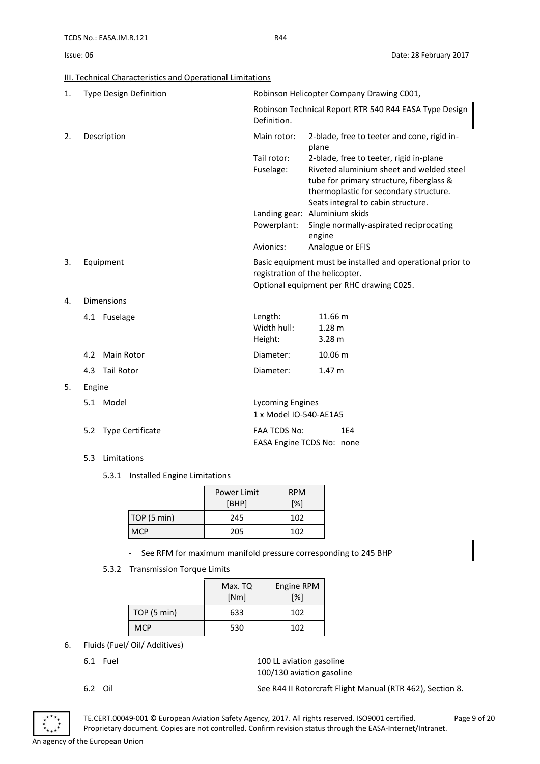## III. Technical Characteristics and Operational Limitations

1. Type Design Definition

   Robinson Helicopter Company Drawing C001,

   Robinson Technical Report RTR 540 R44 EASA Type Design Definition.

2. Description

   | | |
   |---|---|
   | Main rotor: | 2-blade, free to teeter and cone, rigid in-plane |
   | Tail rotor: | 2-blade, free to teeter, rigid in-plane |
   | Fuselage: | Riveted aluminium sheet and welded steel tube for primary structure, fiberglass & thermoplastic for secondary structure. Seats integral to cabin structure. |
   | Landing gear: | Aluminium skids |
   | Powerplant: | Single normally-aspirated reciprocating engine |
   | Avionics: | Analogue or EFIS |

3. Equipment

   Basic equipment must be installed and operational prior to registration of the helicopter.
   Optional equipment per RHC drawing C025.

4. Dimensions

   4.1 Fuselage

   | | |
   |---|---|
   | Length: | 11.66 m |
   | Width hull: | 1.28 m |
   | Height: | 3.28 m |

   4.2 Main Rotor — Diameter: 10.06 m

   4.3 Tail Rotor — Diameter: 1.47 m

5. Engine

   5.1 Model

   Lycoming Engines
   1 x Model IO-540-AE1A5

   5.2 Type Certificate

   FAA TCDS No: 1E4
   EASA Engine TCDS No: none

   5.3 Limitations

   5.3.1 Installed Engine Limitations

   | | Power Limit [BHP] | RPM [%] |
   |---|---|---|
   | TOP (5 min) | 245 | 102 |
   | MCP | 205 | 102 |

   - See RFM for maximum manifold pressure corresponding to 245 BHP

   5.3.2 Transmission Torque Limits

   | | Max. TQ [Nm] | Engine RPM [%] |
   |---|---|---|
   | TOP (5 min) | 633 | 102 |
   | MCP | 530 | 102 |

6. Fluids (Fuel/ Oil/ Additives)

   6.1 Fuel

   100 LL aviation gasoline
   100/130 aviation gasoline

   6.2 Oil

   See R44 II Rotorcraft Flight Manual (RTR 462), Section 8.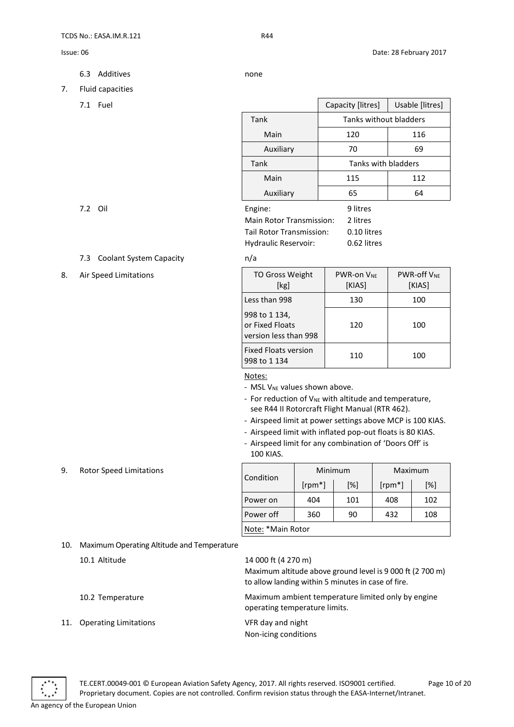6.3 Additives — none

7. Fluid capacities

7.1 Fuel

| | Capacity [litres] | Usable [litres] |
|---|---|---|
| Tank | Tanks without bladders | |
| Main | 120 | 116 |
| Auxiliary | 70 | 69 |
| Tank | Tanks with bladders | |
| Main | 115 | 112 |
| Auxiliary | 65 | 64 |

7.2 Oil

Engine: 9 litres
Main Rotor Transmission: 2 litres
Tail Rotor Transmission: 0.10 litres
Hydraulic Reservoir: 0.62 litres

7.3 Coolant System Capacity — n/a

8. Air Speed Limitations

| TO Gross Weight [kg] | PWR-on $V_{NE}$ [KIAS] | PWR-off $V_{NE}$ [KIAS] |
|---|---|---|
| Less than 998 | 130 | 100 |
| 998 to 1 134, or Fixed Floats version less than 998 | 120 | 100 |
| Fixed Floats version 998 to 1 134 | 110 | 100 |

Notes:

- MSL $V_{NE}$ values shown above.
- For reduction of $V_{NE}$ with altitude and temperature, see R44 II Rotorcraft Flight Manual (RTR 462).
- Airspeed limit at power settings above MCP is 100 KIAS.
- Airspeed limit with inflated pop-out floats is 80 KIAS.
- Airspeed limit for any combination of 'Doors Off' is 100 KIAS.

9. Rotor Speed Limitations

| Condition | Minimum | | Maximum | |
|---|---|---|---|---|
| | [rpm*] | [%] | [rpm*] | [%] |
| Power on | 404 | 101 | 408 | 102 |
| Power off | 360 | 90 | 432 | 108 |

Note: *Main Rotor

10. Maximum Operating Altitude and Temperature

10.1 Altitude

14 000 ft (4 270 m)
Maximum altitude above ground level is 9 000 ft (2 700 m) to allow landing within 5 minutes in case of fire.

10.2 Temperature

Maximum ambient temperature limited only by engine operating temperature limits.

11. Operating Limitations

VFR day and night
Non-icing conditions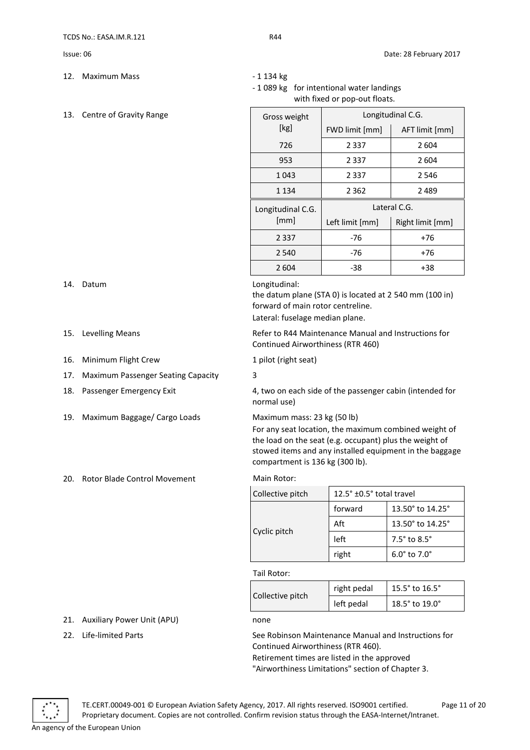12. Maximum Mass

- 1 134 kg
- 1 089 kg for intentional water landings with fixed or pop-out floats.

13. Centre of Gravity Range

| Gross weight [kg] | Longitudinal C.G. | |
|---|---|---|
| | FWD limit [mm] | AFT limit [mm] |
| 726 | 2 337 | 2 604 |
| 953 | 2 337 | 2 604 |
| 1 043 | 2 337 | 2 546 |
| 1 134 | 2 362 | 2 489 |

| Longitudinal C.G. [mm] | Lateral C.G. | |
|---|---|---|
| | Left limit [mm] | Right limit [mm] |
| 2 337 | -76 | +76 |
| 2 540 | -76 | +76 |
| 2 604 | -38 | +38 |

14. Datum

Longitudinal:
the datum plane (STA 0) is located at 2 540 mm (100 in) forward of main rotor centreline.
Lateral: fuselage median plane.

15. Levelling Means

Refer to R44 Maintenance Manual and Instructions for Continued Airworthiness (RTR 460)

16. Minimum Flight Crew

1 pilot (right seat)

17. Maximum Passenger Seating Capacity

3

18. Passenger Emergency Exit

4, two on each side of the passenger cabin (intended for normal use)

19. Maximum Baggage/ Cargo Loads

Maximum mass: 23 kg (50 lb)
For any seat location, the maximum combined weight of the load on the seat (e.g. occupant) plus the weight of stowed items and any installed equipment in the baggage compartment is 136 kg (300 lb).

20. Rotor Blade Control Movement

Main Rotor:

| Collective pitch | 12.5° ±0.5° total travel | |
|---|---|---|
| Cyclic pitch | forward | 13.50° to 14.25° |
| | Aft | 13.50° to 14.25° |
| | left | 7.5° to 8.5° |
| | right | 6.0° to 7.0° |

Tail Rotor:

| Collective pitch | right pedal | 15.5° to 16.5° |
|---|---|---|
| | left pedal | 18.5° to 19.0° |

21. Auxiliary Power Unit (APU)

none

22. Life-limited Parts

See Robinson Maintenance Manual and Instructions for Continued Airworthiness (RTR 460).
Retirement times are listed in the approved "Airworthiness Limitations" section of Chapter 3.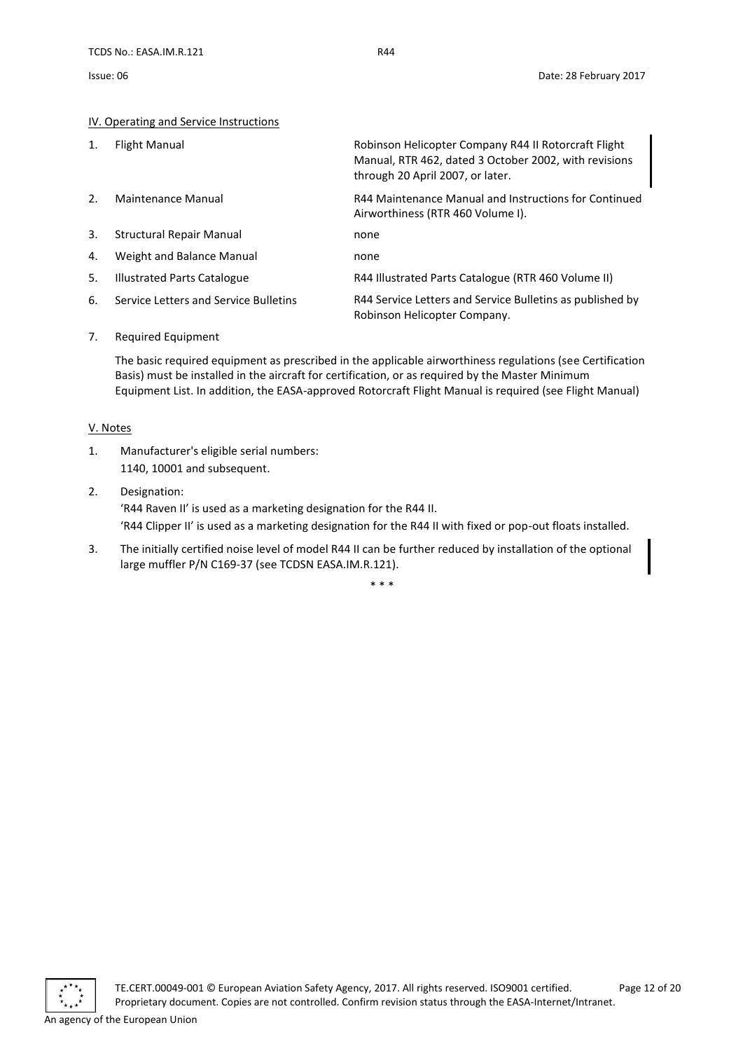## IV. Operating and Service Instructions

| | | |
|---|---|---|
| 1. | Flight Manual | Robinson Helicopter Company R44 II Rotorcraft Flight Manual, RTR 462, dated 3 October 2002, with revisions through 20 April 2007, or later. |
| 2. | Maintenance Manual | R44 Maintenance Manual and Instructions for Continued Airworthiness (RTR 460 Volume I). |
| 3. | Structural Repair Manual | none |
| 4. | Weight and Balance Manual | none |
| 5. | Illustrated Parts Catalogue | R44 Illustrated Parts Catalogue (RTR 460 Volume II) |
| 6. | Service Letters and Service Bulletins | R44 Service Letters and Service Bulletins as published by Robinson Helicopter Company. |

7. Required Equipment

   The basic required equipment as prescribed in the applicable airworthiness regulations (see Certification Basis) must be installed in the aircraft for certification, or as required by the Master Minimum Equipment List. In addition, the EASA-approved Rotorcraft Flight Manual is required (see Flight Manual)

## V. Notes

1. Manufacturer's eligible serial numbers:
   1140, 10001 and subsequent.
2. Designation:
   'R44 Raven II' is used as a marketing designation for the R44 II.
   'R44 Clipper II' is used as a marketing designation for the R44 II with fixed or pop-out floats installed.
3. The initially certified noise level of model R44 II can be further reduced by installation of the optional large muffler P/N C169-37 (see TCDSN EASA.IM.R.121).

\* \* \*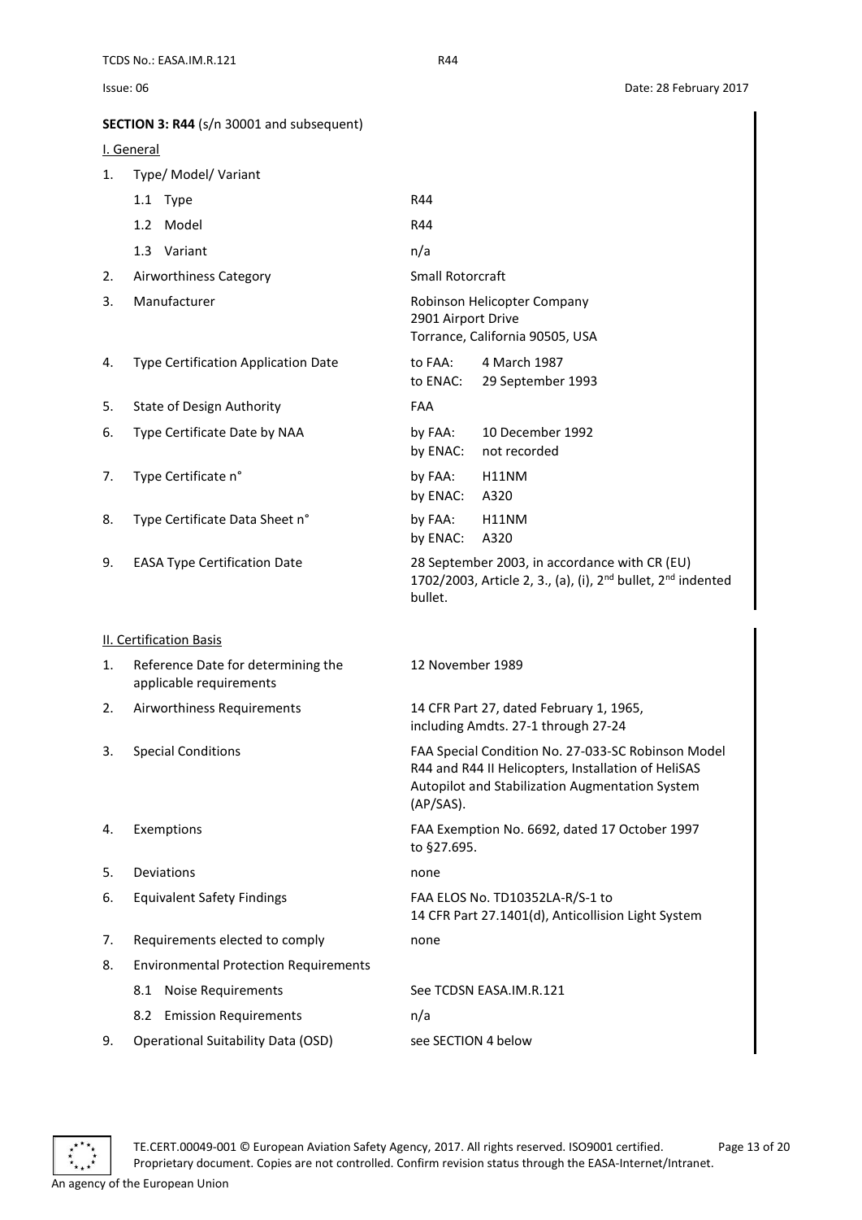## SECTION 3: R44 (s/n 30001 and subsequent)

### I. General

| | | |
|---|---|---|
| 1. | Type/ Model/ Variant | |
| | 1.1 Type | R44 |
| | 1.2 Model | R44 |
| | 1.3 Variant | n/a |
| 2. | Airworthiness Category | Small Rotorcraft |
| 3. | Manufacturer | Robinson Helicopter Company<br>2901 Airport Drive<br>Torrance, California 90505, USA |
| 4. | Type Certification Application Date | to FAA: 4 March 1987<br>to ENAC: 29 September 1993 |
| 5. | State of Design Authority | FAA |
| 6. | Type Certificate Date by NAA | by FAA: 10 December 1992<br>by ENAC: not recorded |
| 7. | Type Certificate n° | by FAA: H11NM<br>by ENAC: A320 |
| 8. | Type Certificate Data Sheet n° | by FAA: H11NM<br>by ENAC: A320 |
| 9. | EASA Type Certification Date | 28 September 2003, in accordance with CR (EU) 1702/2003, Article 2, 3., (a), (i), 2nd bullet, 2nd indented bullet. |

### II. Certification Basis

| | | |
|---|---|---|
| 1. | Reference Date for determining the applicable requirements | 12 November 1989 |
| 2. | Airworthiness Requirements | 14 CFR Part 27, dated February 1, 1965, including Amdts. 27-1 through 27-24 |
| 3. | Special Conditions | FAA Special Condition No. 27-033-SC Robinson Model R44 and R44 II Helicopters, Installation of HeliSAS Autopilot and Stabilization Augmentation System (AP/SAS). |
| 4. | Exemptions | FAA Exemption No. 6692, dated 17 October 1997 to §27.695. |
| 5. | Deviations | none |
| 6. | Equivalent Safety Findings | FAA ELOS No. TD10352LA-R/S-1 to 14 CFR Part 27.1401(d), Anticollision Light System |
| 7. | Requirements elected to comply | none |
| 8. | Environmental Protection Requirements | |
| | 8.1 Noise Requirements | See TCDSN EASA.IM.R.121 |
| | 8.2 Emission Requirements | n/a |
| 9. | Operational Suitability Data (OSD) | see SECTION 4 below |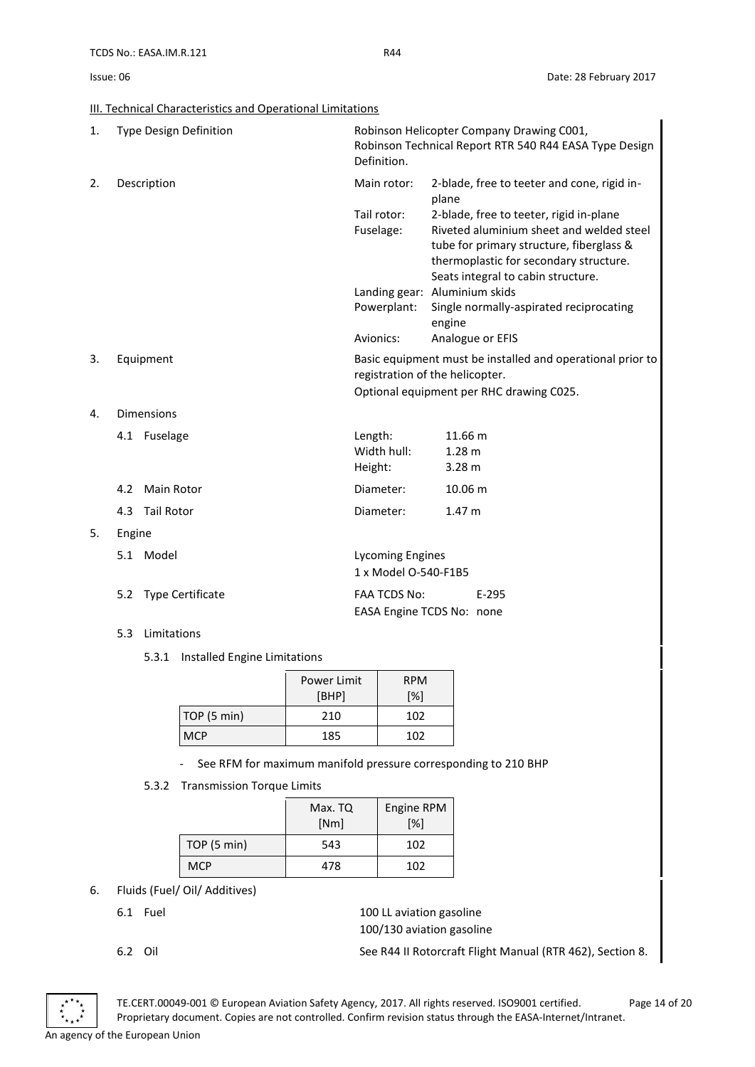## III. Technical Characteristics and Operational Limitations

1. Type Design Definition

   Robinson Helicopter Company Drawing C001,
   Robinson Technical Report RTR 540 R44 EASA Type Design Definition.

2. Description

   | | |
   |---|---|
   | Main rotor: | 2-blade, free to teeter and cone, rigid in-plane |
   | Tail rotor: | 2-blade, free to teeter, rigid in-plane |
   | Fuselage: | Riveted aluminium sheet and welded steel tube for primary structure, fiberglass & thermoplastic for secondary structure. Seats integral to cabin structure. |
   | Landing gear: | Aluminium skids |
   | Powerplant: | Single normally-aspirated reciprocating engine |
   | Avionics: | Analogue or EFIS |

3. Equipment

   Basic equipment must be installed and operational prior to registration of the helicopter.
   Optional equipment per RHC drawing C025.

4. Dimensions

   4.1 Fuselage

   | | |
   |---|---|
   | Length: | 11.66 m |
   | Width hull: | 1.28 m |
   | Height: | 3.28 m |

   4.2 Main Rotor — Diameter: 10.06 m

   4.3 Tail Rotor — Diameter: 1.47 m

5. Engine

   5.1 Model

   Lycoming Engines
   1 x Model O-540-F1B5

   5.2 Type Certificate

   FAA TCDS No: E-295
   EASA Engine TCDS No: none

   5.3 Limitations

   5.3.1 Installed Engine Limitations

   | | Power Limit [BHP] | RPM [%] |
   |---|---|---|
   | TOP (5 min) | 210 | 102 |
   | MCP | 185 | 102 |

   - See RFM for maximum manifold pressure corresponding to 210 BHP

   5.3.2 Transmission Torque Limits

   | | Max. TQ [Nm] | Engine RPM [%] |
   |---|---|---|
   | TOP (5 min) | 543 | 102 |
   | MCP | 478 | 102 |

6. Fluids (Fuel/ Oil/ Additives)

   6.1 Fuel

   100 LL aviation gasoline
   100/130 aviation gasoline

   6.2 Oil

   See R44 II Rotorcraft Flight Manual (RTR 462), Section 8.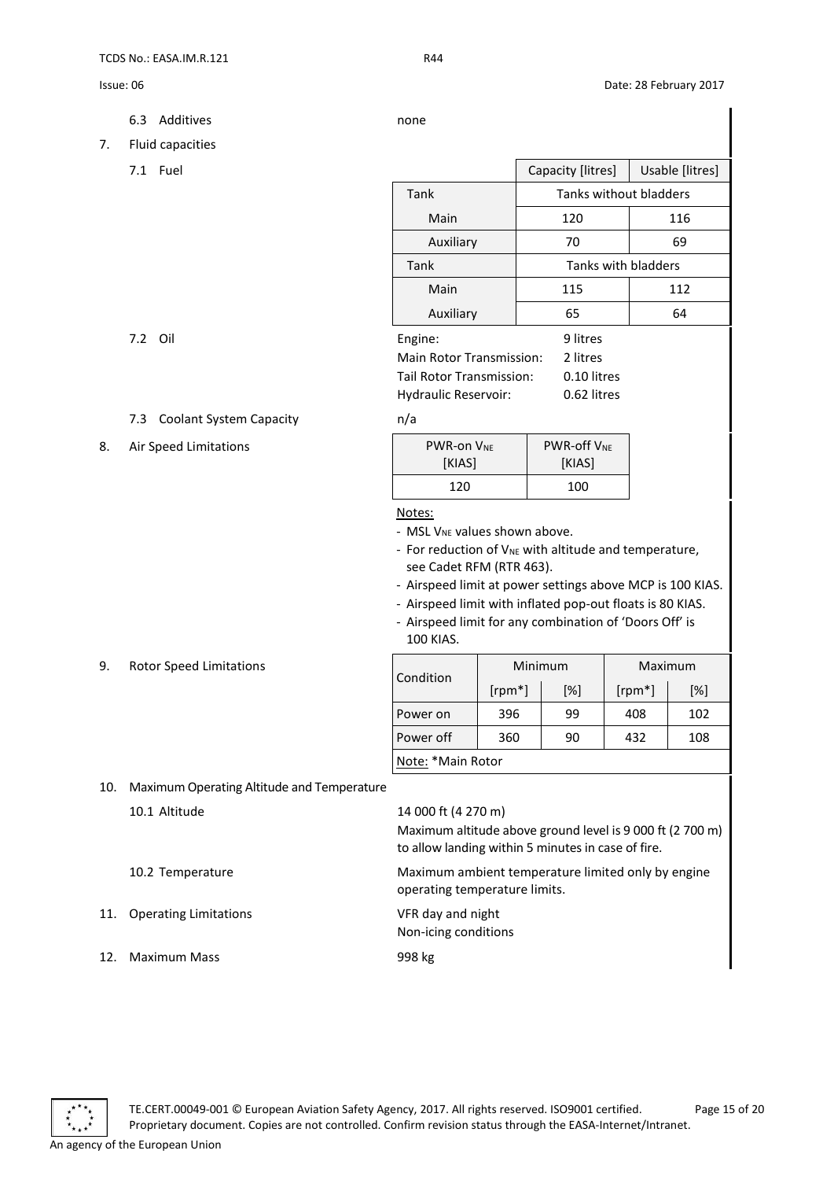6.3 Additives

none

7. Fluid capacities

7.1 Fuel

| | Capacity [litres] | Usable [litres] |
|---|---|---|
| Tank | Tanks without bladders | |
| Main | 120 | 116 |
| Auxiliary | 70 | 69 |
| Tank | Tanks with bladders | |
| Main | 115 | 112 |
| Auxiliary | 65 | 64 |

7.2 Oil

Engine: 9 litres
Main Rotor Transmission: 2 litres
Tail Rotor Transmission: 0.10 litres
Hydraulic Reservoir: 0.62 litres

7.3 Coolant System Capacity

n/a

8. Air Speed Limitations

| PWR-on $V_{NE}$ [KIAS] | PWR-off $V_{NE}$ [KIAS] |
|---|---|
| 120 | 100 |

Notes:

- MSL $V_{NE}$ values shown above.
- For reduction of $V_{NE}$ with altitude and temperature, see Cadet RFM (RTR 463).
- Airspeed limit at power settings above MCP is 100 KIAS.
- Airspeed limit with inflated pop-out floats is 80 KIAS.
- Airspeed limit for any combination of 'Doors Off' is 100 KIAS.

9. Rotor Speed Limitations

| Condition | Minimum | | Maximum | |
|---|---|---|---|---|
| | [rpm*] | [%] | [rpm*] | [%] |
| Power on | 396 | 99 | 408 | 102 |
| Power off | 360 | 90 | 432 | 108 |

Note: *Main Rotor

10. Maximum Operating Altitude and Temperature

10.1 Altitude

14 000 ft (4 270 m)
Maximum altitude above ground level is 9 000 ft (2 700 m) to allow landing within 5 minutes in case of fire.

10.2 Temperature

Maximum ambient temperature limited only by engine operating temperature limits.

11. Operating Limitations

VFR day and night
Non-icing conditions

12. Maximum Mass

998 kg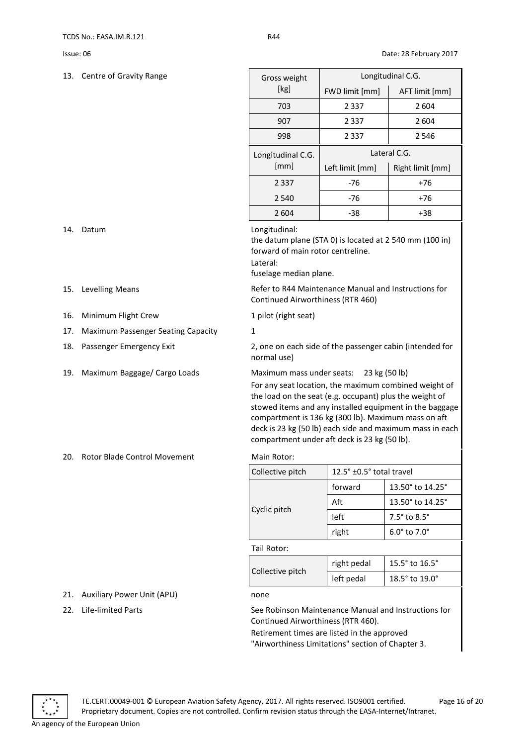13. Centre of Gravity Range

| Gross weight [kg] | Longitudinal C.G. | |
|---|---|---|
| | FWD limit [mm] | AFT limit [mm] |
| 703 | 2 337 | 2 604 |
| 907 | 2 337 | 2 604 |
| 998 | 2 337 | 2 546 |

| Longitudinal C.G. [mm] | Lateral C.G. | |
|---|---|---|
| | Left limit [mm] | Right limit [mm] |
| 2 337 | -76 | +76 |
| 2 540 | -76 | +76 |
| 2 604 | -38 | +38 |

14. Datum

Longitudinal:
the datum plane (STA 0) is located at 2 540 mm (100 in) forward of main rotor centreline.

Lateral:
fuselage median plane.

15. Levelling Means

Refer to R44 Maintenance Manual and Instructions for Continued Airworthiness (RTR 460)

16. Minimum Flight Crew

1 pilot (right seat)

17. Maximum Passenger Seating Capacity

1

18. Passenger Emergency Exit

2, one on each side of the passenger cabin (intended for normal use)

19. Maximum Baggage/ Cargo Loads

Maximum mass under seats: 23 kg (50 lb)

For any seat location, the maximum combined weight of the load on the seat (e.g. occupant) plus the weight of stowed items and any installed equipment in the baggage compartment is 136 kg (300 lb). Maximum mass on aft deck is 23 kg (50 lb) each side and maximum mass in each compartment under aft deck is 23 kg (50 lb).

20. Rotor Blade Control Movement

Main Rotor:

| Collective pitch | 12.5° ±0.5° total travel | |
|---|---|---|
| Cyclic pitch | forward | 13.50° to 14.25° |
| | Aft | 13.50° to 14.25° |
| | left | 7.5° to 8.5° |
| | right | 6.0° to 7.0° |

Tail Rotor:

| Collective pitch | right pedal | 15.5° to 16.5° |
|---|---|---|
| | left pedal | 18.5° to 19.0° |

21. Auxiliary Power Unit (APU)

none

22. Life-limited Parts

See Robinson Maintenance Manual and Instructions for Continued Airworthiness (RTR 460).

Retirement times are listed in the approved "Airworthiness Limitations" section of Chapter 3.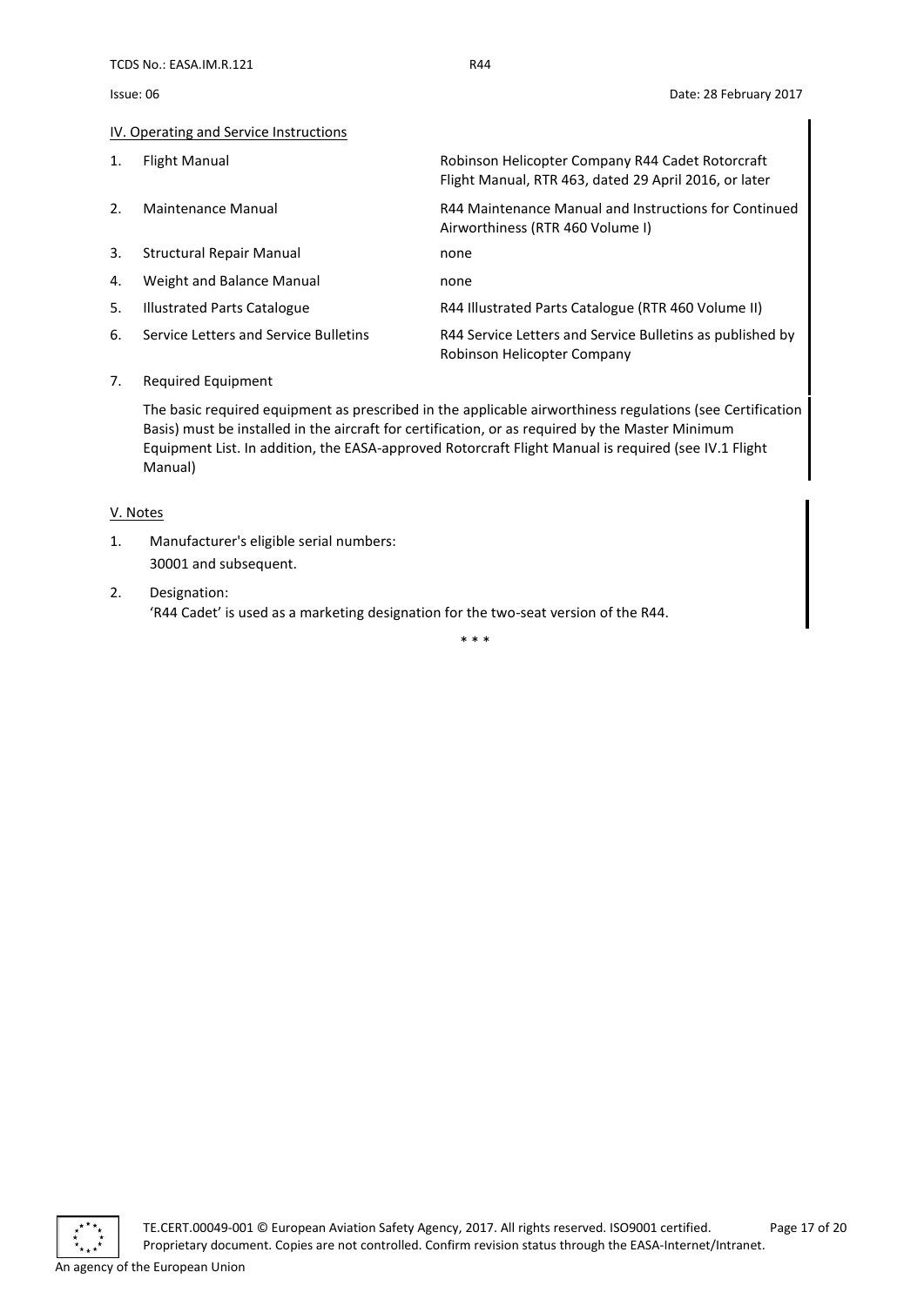## IV. Operating and Service Instructions

| | | |
|---|---|---|
| 1. | Flight Manual | Robinson Helicopter Company R44 Cadet Rotorcraft Flight Manual, RTR 463, dated 29 April 2016, or later |
| 2. | Maintenance Manual | R44 Maintenance Manual and Instructions for Continued Airworthiness (RTR 460 Volume I) |
| 3. | Structural Repair Manual | none |
| 4. | Weight and Balance Manual | none |
| 5. | Illustrated Parts Catalogue | R44 Illustrated Parts Catalogue (RTR 460 Volume II) |
| 6. | Service Letters and Service Bulletins | R44 Service Letters and Service Bulletins as published by Robinson Helicopter Company |

7. Required Equipment

   The basic required equipment as prescribed in the applicable airworthiness regulations (see Certification Basis) must be installed in the aircraft for certification, or as required by the Master Minimum Equipment List. In addition, the EASA-approved Rotorcraft Flight Manual is required (see IV.1 Flight Manual)

## V. Notes

1. Manufacturer's eligible serial numbers:
   30001 and subsequent.
2. Designation:
   'R44 Cadet' is used as a marketing designation for the two-seat version of the R44.

\* \* \*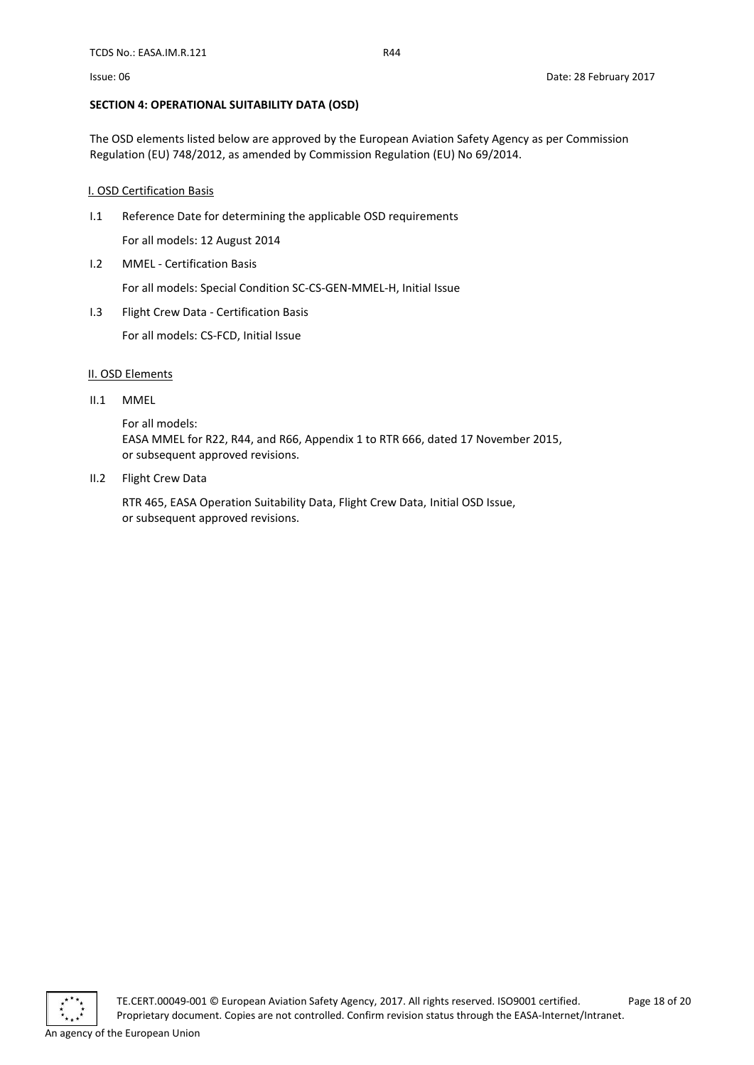## SECTION 4: OPERATIONAL SUITABILITY DATA (OSD)

The OSD elements listed below are approved by the European Aviation Safety Agency as per Commission Regulation (EU) 748/2012, as amended by Commission Regulation (EU) No 69/2014.

### I. OSD Certification Basis

I.1 Reference Date for determining the applicable OSD requirements

For all models: 12 August 2014

I.2 MMEL - Certification Basis

For all models: Special Condition SC-CS-GEN-MMEL-H, Initial Issue

I.3 Flight Crew Data - Certification Basis

For all models: CS-FCD, Initial Issue

### II. OSD Elements

II.1 MMEL

For all models:
EASA MMEL for R22, R44, and R66, Appendix 1 to RTR 666, dated 17 November 2015, or subsequent approved revisions.

II.2 Flight Crew Data

RTR 465, EASA Operation Suitability Data, Flight Crew Data, Initial OSD Issue, or subsequent approved revisions.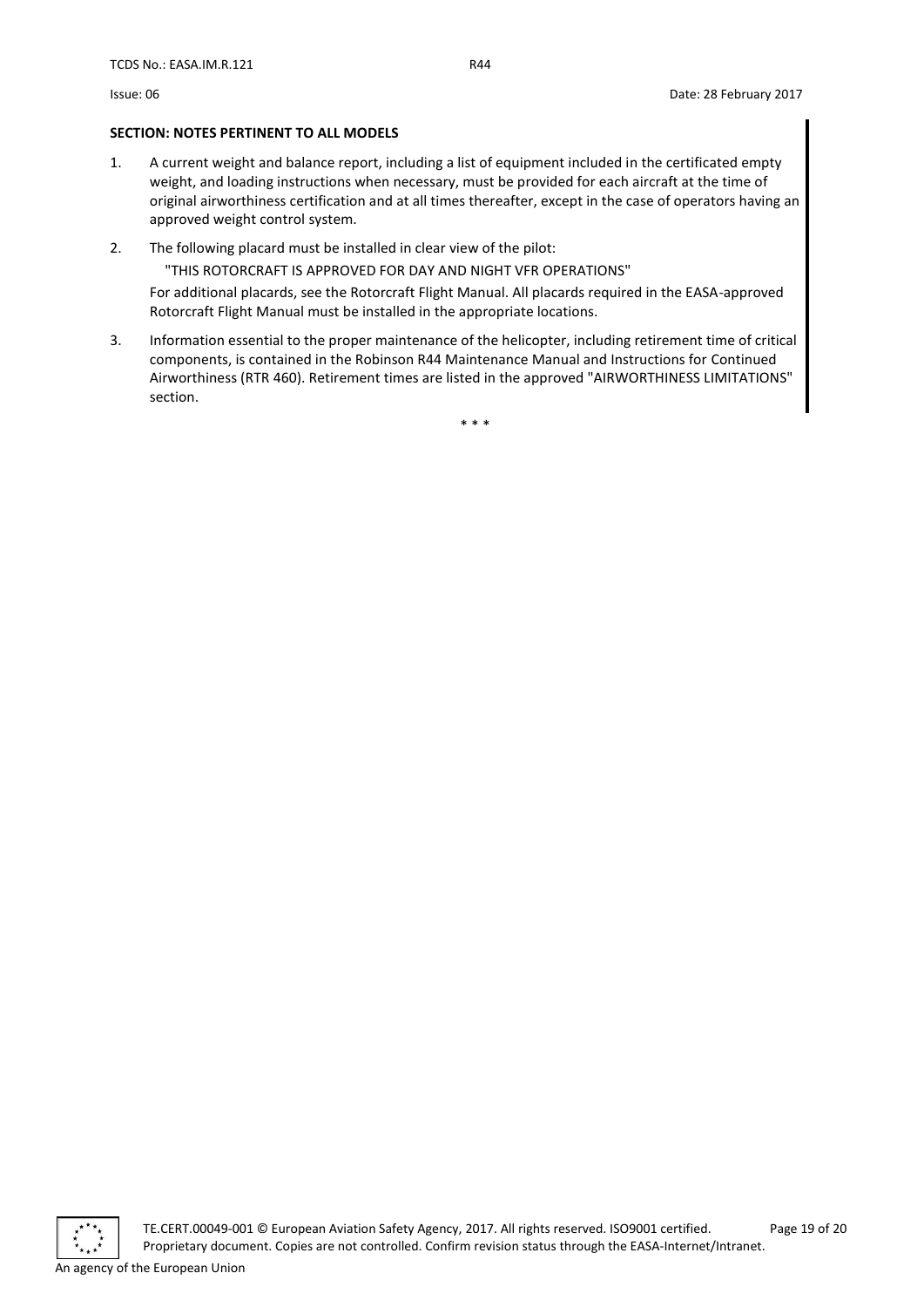**SECTION: NOTES PERTINENT TO ALL MODELS**

1. A current weight and balance report, including a list of equipment included in the certificated empty weight, and loading instructions when necessary, must be provided for each aircraft at the time of original airworthiness certification and at all times thereafter, except in the case of operators having an approved weight control system.

2. The following placard must be installed in clear view of the pilot:

   "THIS ROTORCRAFT IS APPROVED FOR DAY AND NIGHT VFR OPERATIONS"

   For additional placards, see the Rotorcraft Flight Manual. All placards required in the EASA-approved Rotorcraft Flight Manual must be installed in the appropriate locations.

3. Information essential to the proper maintenance of the helicopter, including retirement time of critical components, is contained in the Robinson R44 Maintenance Manual and Instructions for Continued Airworthiness (RTR 460). Retirement times are listed in the approved "AIRWORTHINESS LIMITATIONS" section.

\* \* \*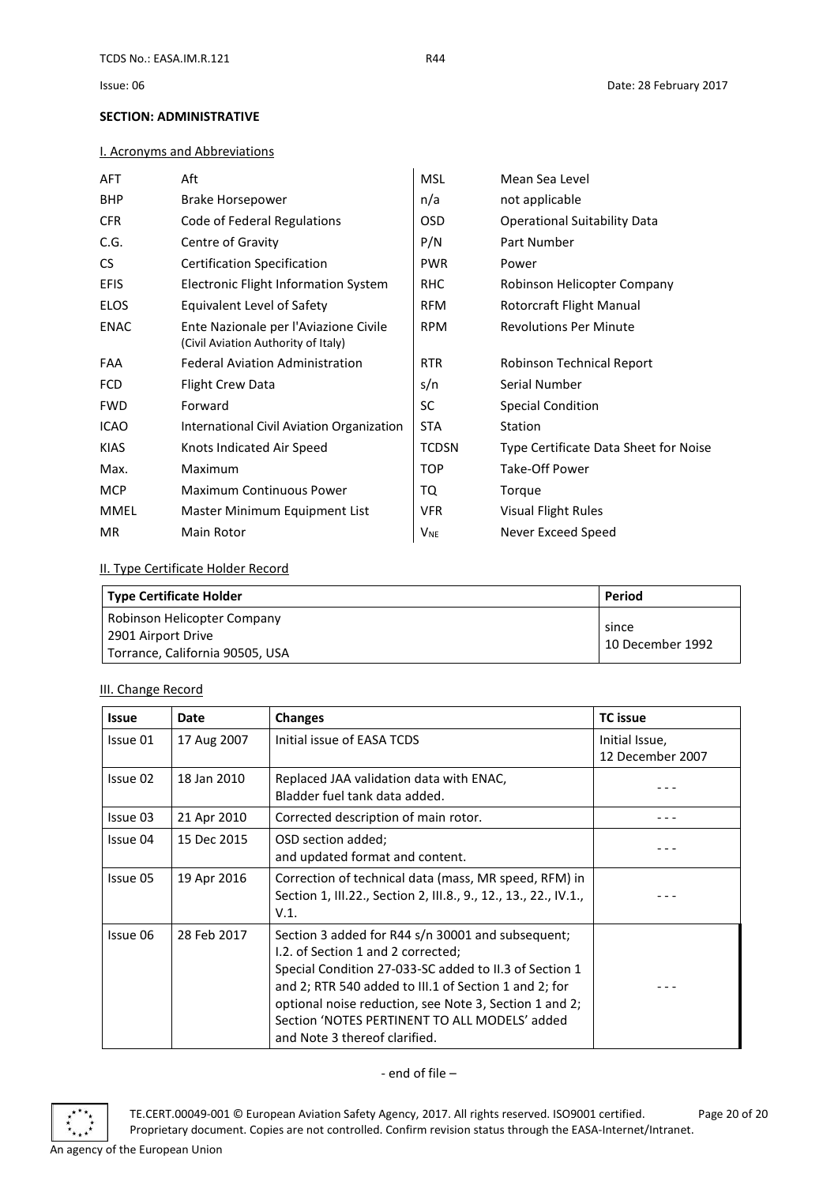**SECTION: ADMINISTRATIVE**

I. Acronyms and Abbreviations

| | | | |
|---|---|---|---|
| AFT | Aft | MSL | Mean Sea Level |
| BHP | Brake Horsepower | n/a | not applicable |
| CFR | Code of Federal Regulations | OSD | Operational Suitability Data |
| C.G. | Centre of Gravity | P/N | Part Number |
| CS | Certification Specification | PWR | Power |
| EFIS | Electronic Flight Information System | RHC | Robinson Helicopter Company |
| ELOS | Equivalent Level of Safety | RFM | Rotorcraft Flight Manual |
| ENAC | Ente Nazionale per l'Aviazione Civile (Civil Aviation Authority of Italy) | RPM | Revolutions Per Minute |
| FAA | Federal Aviation Administration | RTR | Robinson Technical Report |
| FCD | Flight Crew Data | s/n | Serial Number |
| FWD | Forward | SC | Special Condition |
| ICAO | International Civil Aviation Organization | STA | Station |
| KIAS | Knots Indicated Air Speed | TCDSN | Type Certificate Data Sheet for Noise |
| Max. | Maximum | TOP | Take-Off Power |
| MCP | Maximum Continuous Power | TQ | Torque |
| MMEL | Master Minimum Equipment List | VFR | Visual Flight Rules |
| MR | Main Rotor | $V_{NE}$ | Never Exceed Speed |

II. Type Certificate Holder Record

| Type Certificate Holder | Period |
|---|---|
| Robinson Helicopter Company<br>2901 Airport Drive<br>Torrance, California 90505, USA | since<br>10 December 1992 |

III. Change Record

| Issue | Date | Changes | TC issue |
|---|---|---|---|
| Issue 01 | 17 Aug 2007 | Initial issue of EASA TCDS | Initial Issue, 12 December 2007 |
| Issue 02 | 18 Jan 2010 | Replaced JAA validation data with ENAC, Bladder fuel tank data added. | - - - |
| Issue 03 | 21 Apr 2010 | Corrected description of main rotor. | - - - |
| Issue 04 | 15 Dec 2015 | OSD section added; and updated format and content. | - - - |
| Issue 05 | 19 Apr 2016 | Correction of technical data (mass, MR speed, RFM) in Section 1, III.22., Section 2, III.8., 9., 12., 13., 22., IV.1., V.1. | - - - |
| Issue 06 | 28 Feb 2017 | Section 3 added for R44 s/n 30001 and subsequent; I.2. of Section 1 and 2 corrected; Special Condition 27-033-SC added to II.3 of Section 1 and 2; RTR 540 added to III.1 of Section 1 and 2; for optional noise reduction, see Note 3, Section 1 and 2; Section 'NOTES PERTINENT TO ALL MODELS' added and Note 3 thereof clarified. | - - - |

- end of file –